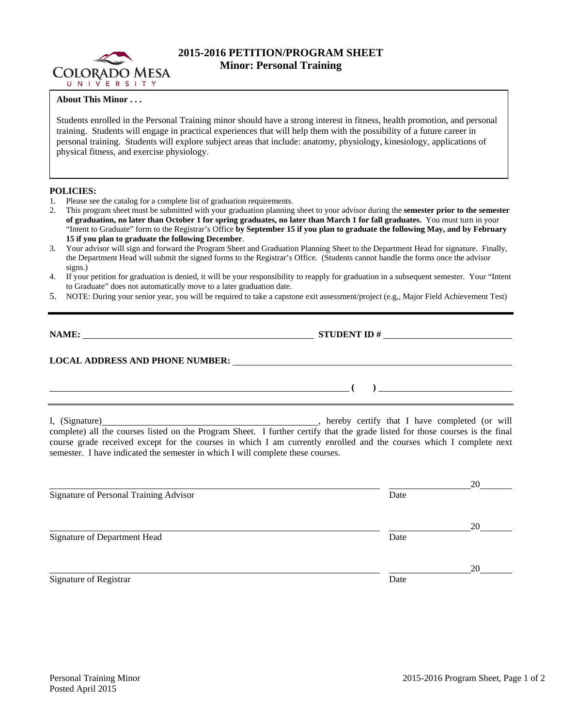# 2015-2016 PETITION/PROGRAM SHEET
## Minor: Personal Training

**About This Minor . . .**

Students enrolled in the Personal Training minor should have a strong interest in fitness, health promotion, and personal training. Students will engage in practical experiences that will help them with the possibility of a future career in personal training. Students will explore subject areas that include: anatomy, physiology, kinesiology, applications of physical fitness, and exercise physiology.

**POLICIES:**

1. Please see the catalog for a complete list of graduation requirements.
2. This program sheet must be submitted with your graduation planning sheet to your advisor during the **semester prior to the semester of graduation, no later than October 1 for spring graduates, no later than March 1 for fall graduates.** You must turn in your "Intent to Graduate" form to the Registrar's Office **by September 15 if you plan to graduate the following May, and by February 15 if you plan to graduate the following December**.
3. Your advisor will sign and forward the Program Sheet and Graduation Planning Sheet to the Department Head for signature. Finally, the Department Head will submit the signed forms to the Registrar's Office. (Students cannot handle the forms once the advisor signs.)
4. If your petition for graduation is denied, it will be your responsibility to reapply for graduation in a subsequent semester. Your "Intent to Graduate" does not automatically move to a later graduation date.
5. NOTE: During your senior year, you will be required to take a capstone exit assessment/project (e.g,, Major Field Achievement Test)

---

**NAME:** ______________________________ **STUDENT ID #** ______________________

**LOCAL ADDRESS AND PHONE NUMBER:** ______________________________________________

______________________________________________ **( )** ______________________

---

I, (Signature)______________________________, hereby certify that I have completed (or will complete) all the courses listed on the Program Sheet. I further certify that the grade listed for those courses is the final course grade received except for the courses in which I am currently enrolled and the courses which I complete next semester. I have indicated the semester in which I will complete these courses.

______________________________________________ ______________20______
Signature of Personal Training Advisor Date

______________________________________________ ______________20______
Signature of Department Head Date

______________________________________________ ______________20______
Signature of Registrar Date

Personal Training Minor
Posted April 2015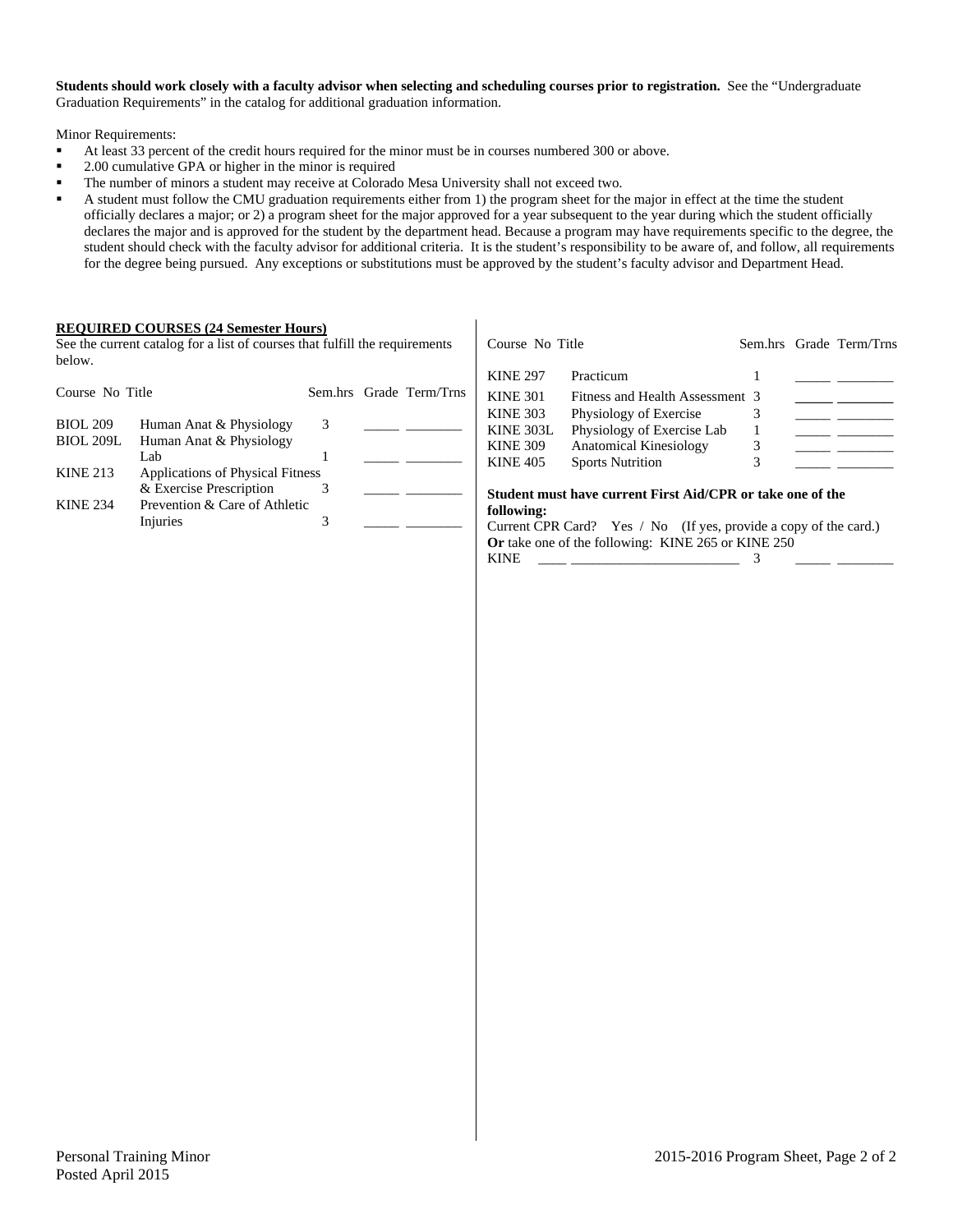**Students should work closely with a faculty advisor when selecting and scheduling courses prior to registration.** See the "Undergraduate Graduation Requirements" in the catalog for additional graduation information.

Minor Requirements:

- At least 33 percent of the credit hours required for the minor must be in courses numbered 300 or above.
- 2.00 cumulative GPA or higher in the minor is required
- The number of minors a student may receive at Colorado Mesa University shall not exceed two.
- A student must follow the CMU graduation requirements either from 1) the program sheet for the major in effect at the time the student officially declares a major; or 2) a program sheet for the major approved for a year subsequent to the year during which the student officially declares the major and is approved for the student by the department head. Because a program may have requirements specific to the degree, the student should check with the faculty advisor for additional criteria. It is the student's responsibility to be aware of, and follow, all requirements for the degree being pursued. Any exceptions or substitutions must be approved by the student's faculty advisor and Department Head.

**REQUIRED COURSES (24 Semester Hours)**

See the current catalog for a list of courses that fulfill the requirements below.

| Course No | Title | Sem.hrs | Grade | Term/Trns |
|---|---|---|---|---|
| BIOL 209 | Human Anat & Physiology | 3 | _____ | ________ |
| BIOL 209L | Human Anat & Physiology Lab | 1 | _____ | ________ |
| KINE 213 | Applications of Physical Fitness & Exercise Prescription | 3 | _____ | ________ |
| KINE 234 | Prevention & Care of Athletic Injuries | 3 | _____ | ________ |
| KINE 297 | Practicum | 1 | _____ | ________ |
| KINE 301 | Fitness and Health Assessment | 3 | _____ | ________ |
| KINE 303 | Physiology of Exercise | 3 | _____ | ________ |
| KINE 303L | Physiology of Exercise Lab | 1 | _____ | ________ |
| KINE 309 | Anatomical Kinesiology | 3 | _____ | ________ |
| KINE 405 | Sports Nutrition | 3 | _____ | ________ |

**Student must have current First Aid/CPR or take one of the following:**

Current CPR Card? Yes / No (If yes, provide a copy of the card.)

**Or** take one of the following: KINE 265 or KINE 250

| Course No | Title | Sem.hrs | Grade | Term/Trns |
|---|---|---|---|---|
| KINE ____ | ________________________ | 3 | _____ | ________ |

Personal Training Minor
Posted April 2015

2015-2016 Program Sheet